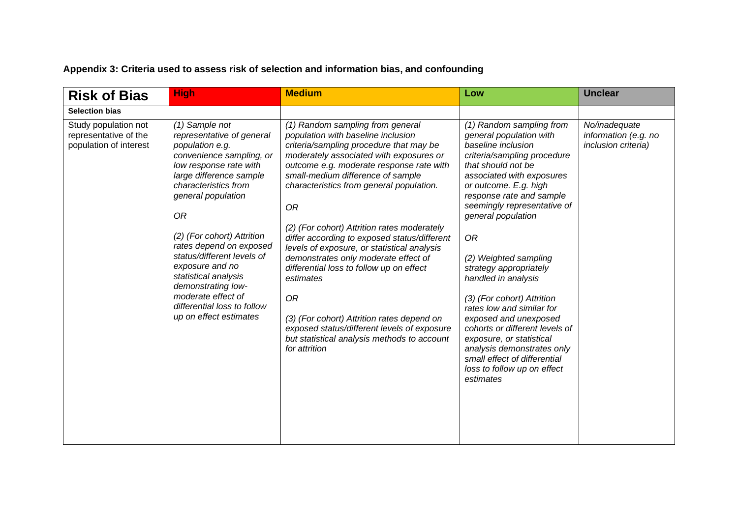**Appendix 3: Criteria used to assess risk of selection and information bias, and confounding**

| **Risk of Bias** | **High** | **Medium** | **Low** | **Unclear** |
|---|---|---|---|---|
| **Selection bias** | | | | |
| Study population not representative of the population of interest | *(1) Sample not representative of general population e.g. convenience sampling, or low response rate with large difference sample characteristics from general population*<br><br>*OR*<br><br>*(2) (For cohort) Attrition rates depend on exposed status/different levels of exposure and no statistical analysis demonstrating low-moderate effect of differential loss to follow up on effect estimates* | *(1) Random sampling from general population with baseline inclusion criteria/sampling procedure that may be moderately associated with exposures or outcome e.g. moderate response rate with small-medium difference of sample characteristics from general population.*<br><br>*OR*<br><br>*(2) (For cohort) Attrition rates moderately differ according to exposed status/different levels of exposure, or statistical analysis demonstrates only moderate effect of differential loss to follow up on effect estimates*<br><br>*OR*<br><br>*(3) (For cohort) Attrition rates depend on exposed status/different levels of exposure but statistical analysis methods to account for attrition* | *(1) Random sampling from general population with baseline inclusion criteria/sampling procedure that should not be associated with exposures or outcome. E.g. high response rate and sample seemingly representative of general population*<br><br>*OR*<br><br>*(2) Weighted sampling strategy appropriately handled in analysis*<br><br>*(3) (For cohort) Attrition rates low and similar for exposed and unexposed cohorts or different levels of exposure, or statistical analysis demonstrates only small effect of differential loss to follow up on effect estimates* | *No/inadequate information (e.g. no inclusion criteria)* |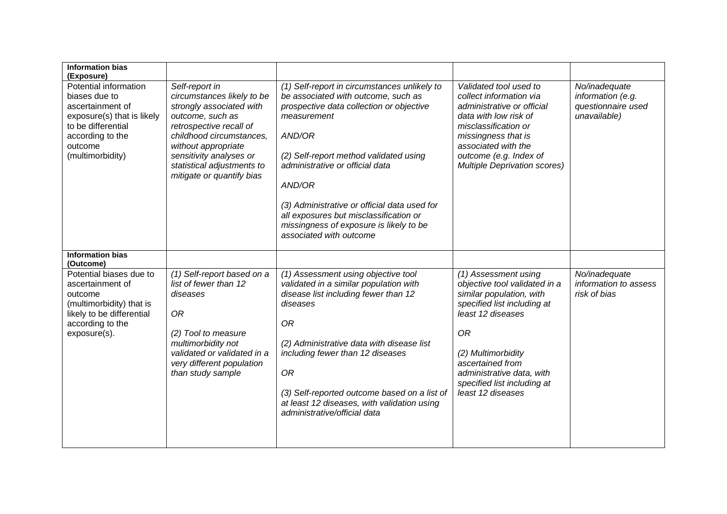| **Information bias (Exposure)** | | | | |
|---|---|---|---|---|
| Potential information biases due to ascertainment of exposure(s) that is likely to be differential according to the outcome (multimorbidity) | *Self-report in circumstances likely to be strongly associated with outcome, such as retrospective recall of childhood circumstances, without appropriate sensitivity analyses or statistical adjustments to mitigate or quantify bias* | *(1) Self-report in circumstances unlikely to be associated with outcome, such as prospective data collection or objective measurement*<br><br>*AND/OR*<br><br>*(2) Self-report method validated using administrative or official data*<br><br>*AND/OR*<br><br>*(3) Administrative or official data used for all exposures but misclassification or missingness of exposure is likely to be associated with outcome* | *Validated tool used to collect information via administrative or official data with low risk of misclassification or missingness that is associated with the outcome (e.g. Index of Multiple Deprivation scores)* | *No/inadequate information (e.g. questionnaire used unavailable)* |
| **Information bias (Outcome)** | | | | |
| Potential biases due to ascertainment of outcome (multimorbidity) that is likely to be differential according to the exposure(s). | *(1) Self-report based on a list of fewer than 12 diseases*<br><br>*OR*<br><br>*(2) Tool to measure multimorbidity not validated or validated in a very different population than study sample* | *(1) Assessment using objective tool validated in a similar population with disease list including fewer than 12 diseases*<br><br>*OR*<br><br>*(2) Administrative data with disease list including fewer than 12 diseases*<br><br>*OR*<br><br>*(3) Self-reported outcome based on a list of at least 12 diseases, with validation using administrative/official data* | *(1) Assessment using objective tool validated in a similar population, with specified list including at least 12 diseases*<br><br>*OR*<br><br>*(2) Multimorbidity ascertained from administrative data, with specified list including at least 12 diseases* | *No/inadequate information to assess risk of bias* |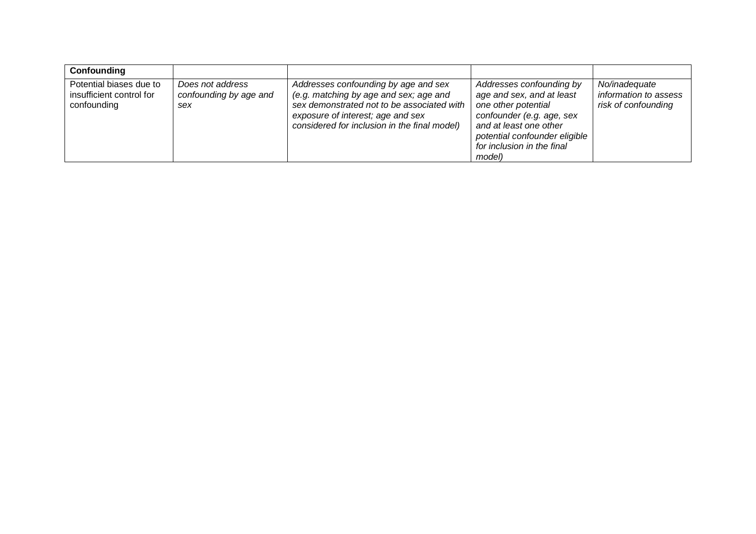| **Confounding** | | | | |
| --- | --- | --- | --- | --- |
| Potential biases due to insufficient control for confounding | *Does not address confounding by age and sex* | *Addresses confounding by age and sex (e.g. matching by age and sex; age and sex demonstrated not to be associated with exposure of interest; age and sex considered for inclusion in the final model)* | *Addresses confounding by age and sex, and at least one other potential confounder (e.g. age, sex and at least one other potential confounder eligible for inclusion in the final model)* | *No/inadequate information to assess risk of confounding* |